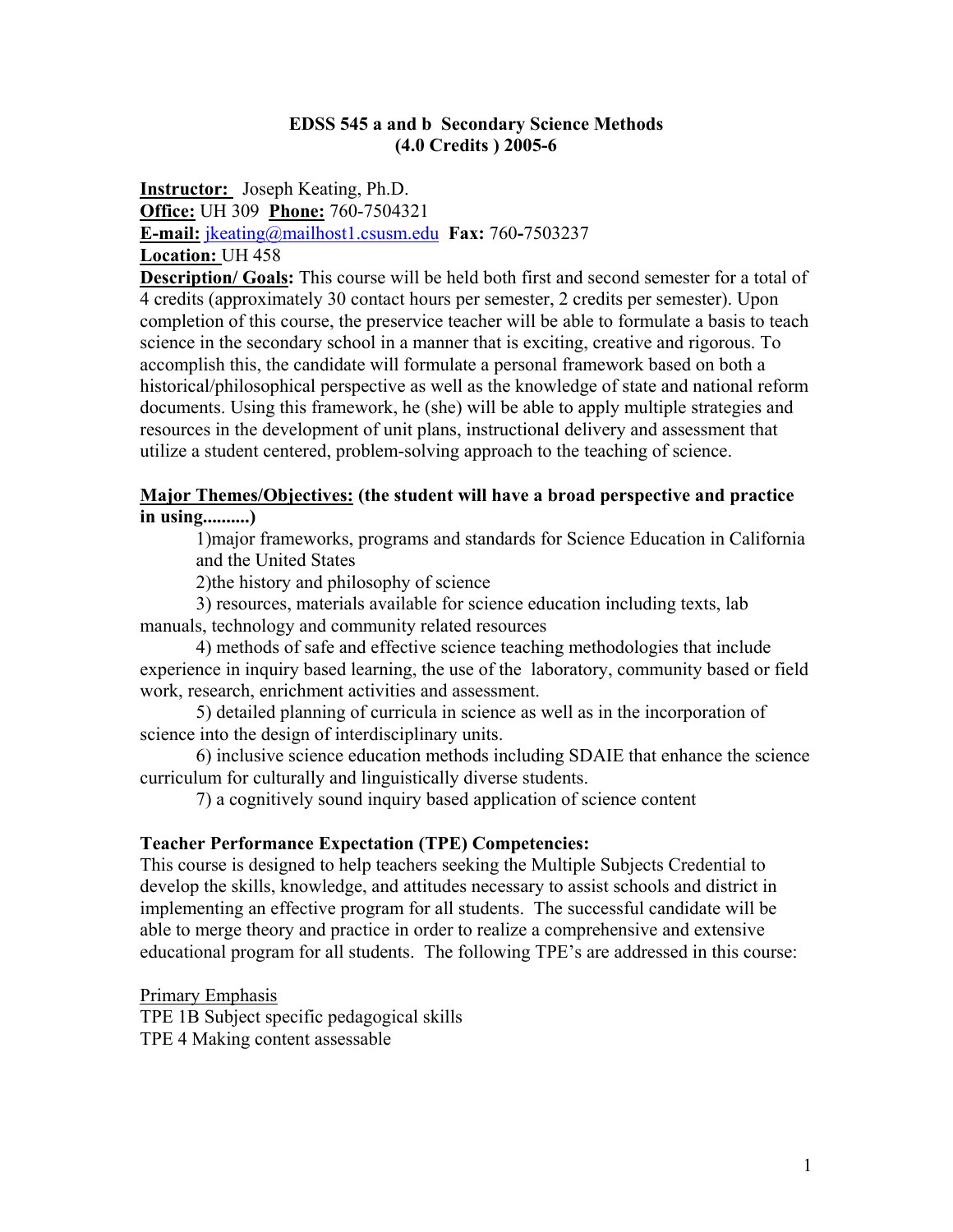# EDSS 545 a and b Secondary Science Methods
## (4.0 Credits ) 2005-6

**Instructor:** Joseph Keating, Ph.D.
**Office:** UH 309 **Phone:** 760-7504321
**E-mail:** jkeating@mailhost1.csusm.edu **Fax:** 760-7503237
**Location:** UH 458

**Description/ Goals:** This course will be held both first and second semester for a total of 4 credits (approximately 30 contact hours per semester, 2 credits per semester). Upon completion of this course, the preservice teacher will be able to formulate a basis to teach science in the secondary school in a manner that is exciting, creative and rigorous. To accomplish this, the candidate will formulate a personal framework based on both a historical/philosophical perspective as well as the knowledge of state and national reform documents. Using this framework, he (she) will be able to apply multiple strategies and resources in the development of unit plans, instructional delivery and assessment that utilize a student centered, problem-solving approach to the teaching of science.

**Major Themes/Objectives: (the student will have a broad perspective and practice in using..........)**

1)major frameworks, programs and standards for Science Education in California and the United States

2)the history and philosophy of science

3) resources, materials available for science education including texts, lab manuals, technology and community related resources

4) methods of safe and effective science teaching methodologies that include experience in inquiry based learning, the use of the laboratory, community based or field work, research, enrichment activities and assessment.

5) detailed planning of curricula in science as well as in the incorporation of science into the design of interdisciplinary units.

6) inclusive science education methods including SDAIE that enhance the science curriculum for culturally and linguistically diverse students.

7) a cognitively sound inquiry based application of science content

**Teacher Performance Expectation (TPE) Competencies:**
This course is designed to help teachers seeking the Multiple Subjects Credential to develop the skills, knowledge, and attitudes necessary to assist schools and district in implementing an effective program for all students. The successful candidate will be able to merge theory and practice in order to realize a comprehensive and extensive educational program for all students. The following TPE's are addressed in this course:

Primary Emphasis
TPE 1B Subject specific pedagogical skills
TPE 4 Making content assessable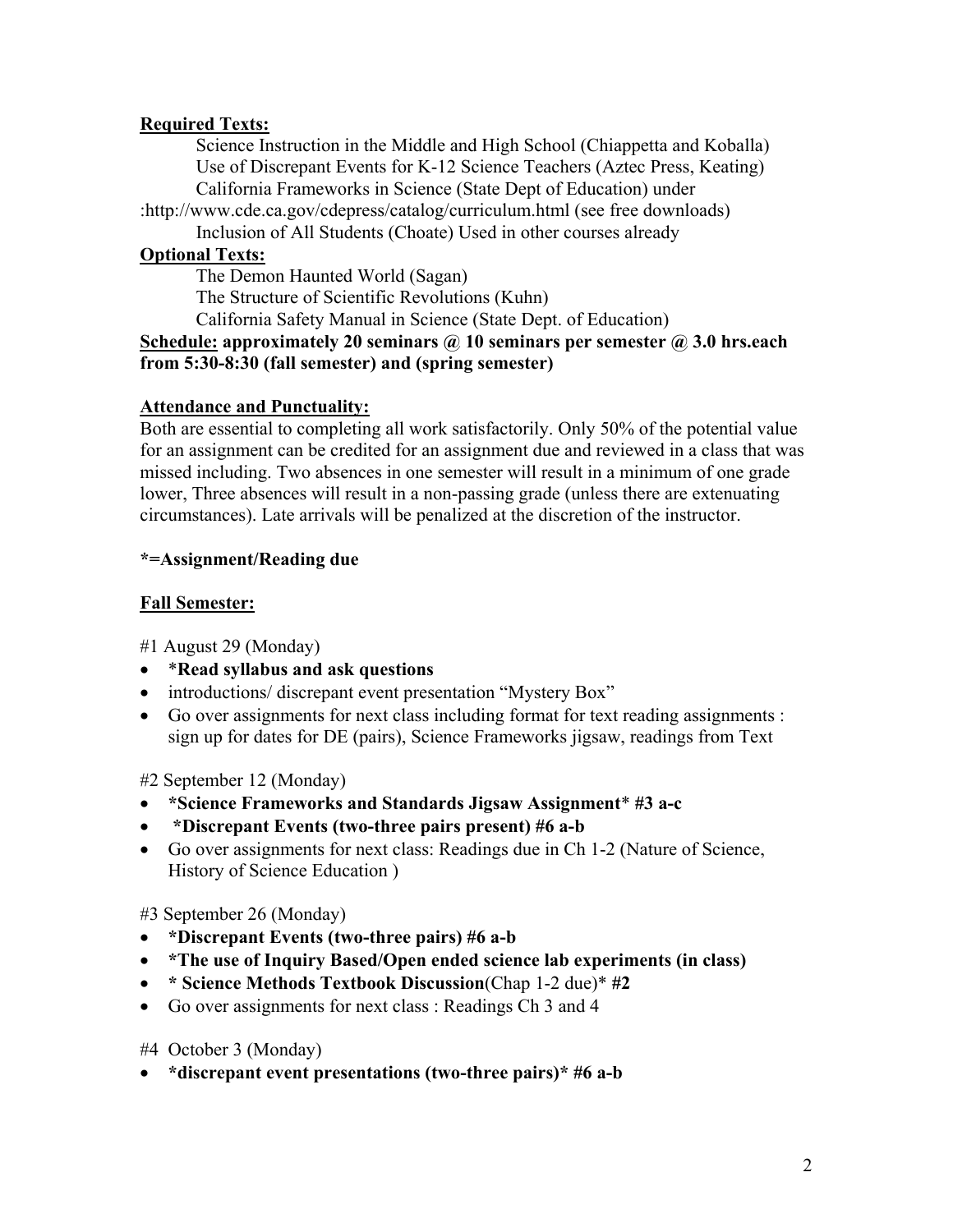**Required Texts:**

Science Instruction in the Middle and High School (Chiappetta and Koballa)
Use of Discrepant Events for K-12 Science Teachers (Aztec Press, Keating)
California Frameworks in Science (State Dept of Education) under
:http://www.cde.ca.gov/cdepress/catalog/curriculum.html (see free downloads)
Inclusion of All Students (Choate) Used in other courses already

**Optional Texts:**

The Demon Haunted World (Sagan)
The Structure of Scientific Revolutions (Kuhn)
California Safety Manual in Science (State Dept. of Education)

**Schedule: approximately 20 seminars @ 10 seminars per semester @ 3.0 hrs.each from 5:30-8:30 (fall semester) and (spring semester)**

**Attendance and Punctuality:**

Both are essential to completing all work satisfactorily. Only 50% of the potential value for an assignment can be credited for an assignment due and reviewed in a class that was missed including. Two absences in one semester will result in a minimum of one grade lower, Three absences will result in a non-passing grade (unless there are extenuating circumstances). Late arrivals will be penalized at the discretion of the instructor.

**\*=Assignment/Reading due**

**Fall Semester:**

#1 August 29 (Monday)

- **\*Read syllabus and ask questions**
- introductions/ discrepant event presentation "Mystery Box"
- Go over assignments for next class including format for text reading assignments : sign up for dates for DE (pairs), Science Frameworks jigsaw, readings from Text

#2 September 12 (Monday)

- **\*Science Frameworks and Standards Jigsaw Assignment\* #3 a-c**
- **\*Discrepant Events (two-three pairs present) #6 a-b**
- Go over assignments for next class: Readings due in Ch 1-2 (Nature of Science, History of Science Education )

#3 September 26 (Monday)

- **\*Discrepant Events (two-three pairs) #6 a-b**
- **\*The use of Inquiry Based/Open ended science lab experiments (in class)**
- **\* Science Methods Textbook Discussion**(Chap 1-2 due)\* **#2**
- Go over assignments for next class : Readings Ch 3 and 4

#4 October 3 (Monday)

- **\*discrepant event presentations (two-three pairs)\* #6 a-b**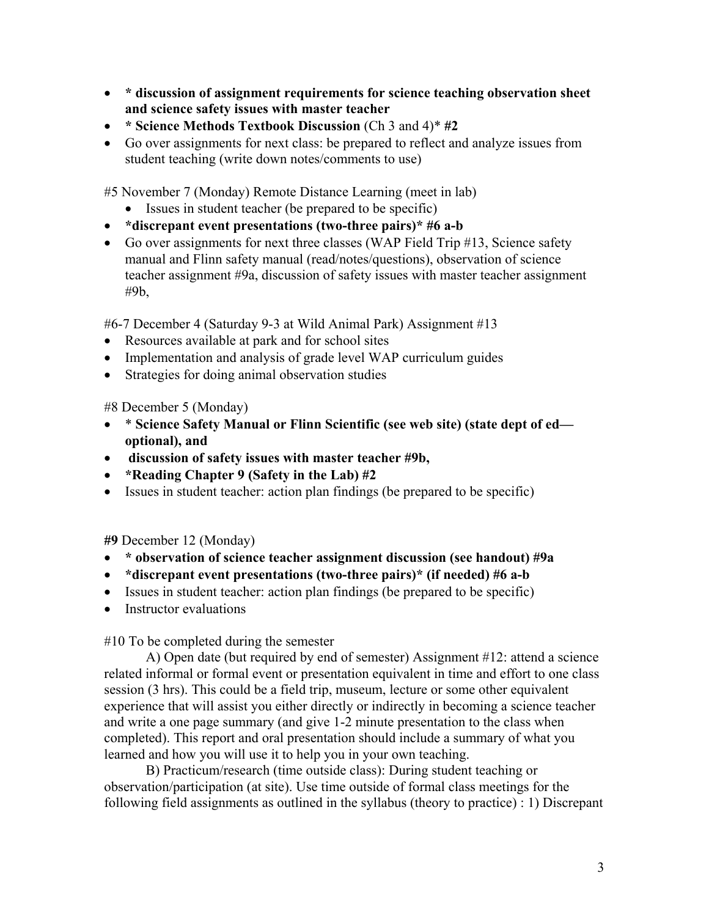- **\* discussion of assignment requirements for science teaching observation sheet and science safety issues with master teacher**
- **\* Science Methods Textbook Discussion** (Ch 3 and 4)* **#2**
- Go over assignments for next class: be prepared to reflect and analyze issues from student teaching (write down notes/comments to use)

#5 November 7 (Monday) Remote Distance Learning (meet in lab)

- Issues in student teacher (be prepared to be specific)
- **\*discrepant event presentations (two-three pairs)* #6 a-b**
- Go over assignments for next three classes (WAP Field Trip #13, Science safety manual and Flinn safety manual (read/notes/questions), observation of science teacher assignment #9a, discussion of safety issues with master teacher assignment #9b,

#6-7 December 4 (Saturday 9-3 at Wild Animal Park) Assignment #13

- Resources available at park and for school sites
- Implementation and analysis of grade level WAP curriculum guides
- Strategies for doing animal observation studies

#8 December 5 (Monday)

- \* **Science Safety Manual or Flinn Scientific (see web site) (state dept of ed—optional), and**
- **discussion of safety issues with master teacher #9b,**
- **\*Reading Chapter 9 (Safety in the Lab) #2**
- Issues in student teacher: action plan findings (be prepared to be specific)

**#9** December 12 (Monday)

- **\* observation of science teacher assignment discussion (see handout) #9a**
- **\*discrepant event presentations (two-three pairs)* (if needed) #6 a-b**
- Issues in student teacher: action plan findings (be prepared to be specific)
- Instructor evaluations

#10 To be completed during the semester

A) Open date (but required by end of semester) Assignment #12: attend a science related informal or formal event or presentation equivalent in time and effort to one class session (3 hrs). This could be a field trip, museum, lecture or some other equivalent experience that will assist you either directly or indirectly in becoming a science teacher and write a one page summary (and give 1-2 minute presentation to the class when completed). This report and oral presentation should include a summary of what you learned and how you will use it to help you in your own teaching.

B) Practicum/research (time outside class): During student teaching or observation/participation (at site). Use time outside of formal class meetings for the following field assignments as outlined in the syllabus (theory to practice) : 1) Discrepant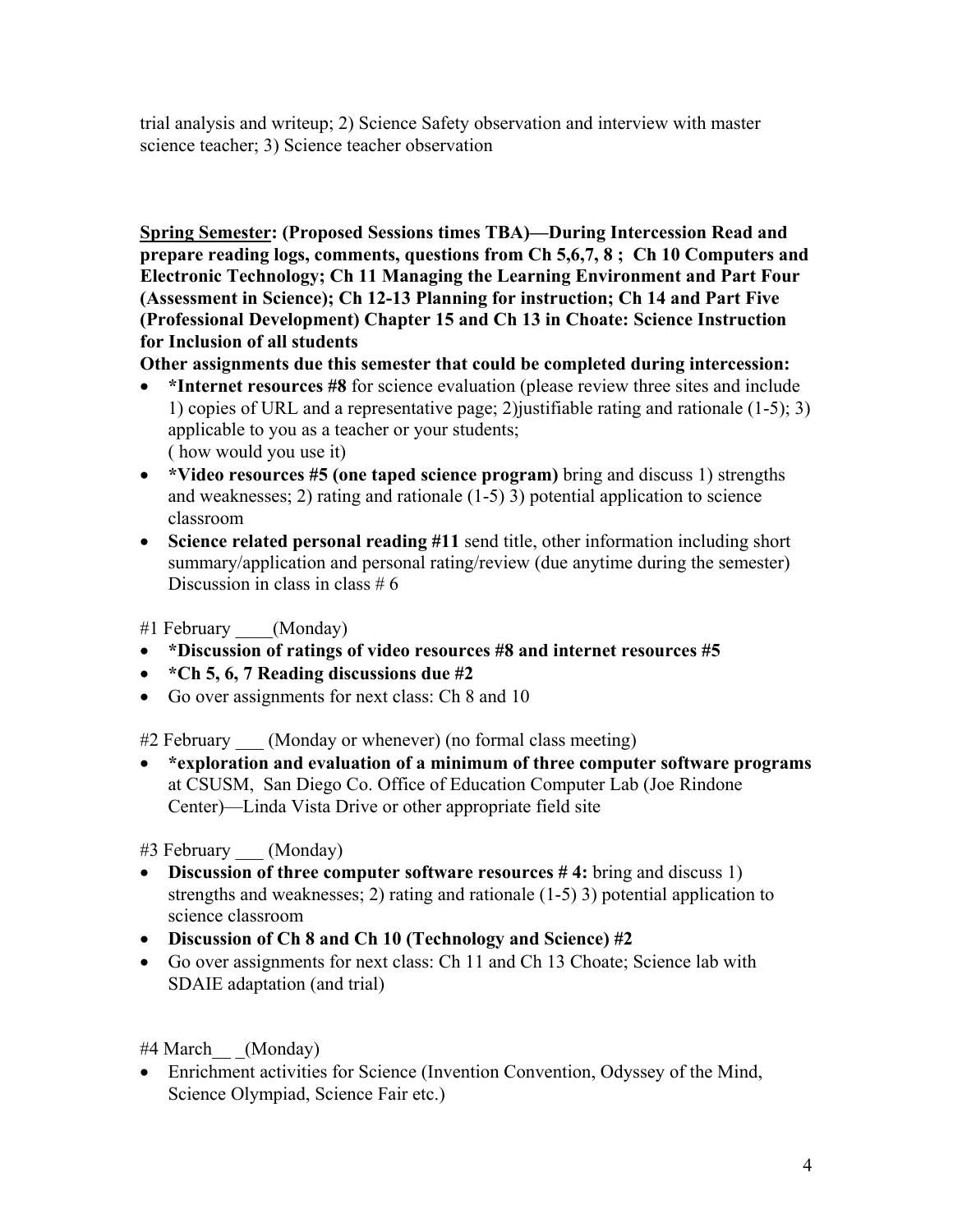trial analysis and writeup; 2) Science Safety observation and interview with master science teacher; 3) Science teacher observation

**<u>Spring Semester</u>: (Proposed Sessions times TBA)—During Intercession Read and prepare reading logs, comments, questions from Ch 5,6,7, 8 ; Ch 10 Computers and Electronic Technology; Ch 11 Managing the Learning Environment and Part Four (Assessment in Science); Ch 12-13 Planning for instruction; Ch 14 and Part Five (Professional Development) Chapter 15 and Ch 13 in Choate: Science Instruction for Inclusion of all students**

**Other assignments due this semester that could be completed during intercession:**

- ***Internet resources #8** for science evaluation (please review three sites and include 1) copies of URL and a representative page; 2)justifiable rating and rationale (1-5); 3) applicable to you as a teacher or your students;  
  ( how would you use it)
- ***Video resources #5 (one taped science program)** bring and discuss 1) strengths and weaknesses; 2) rating and rationale (1-5) 3) potential application to science classroom
- **Science related personal reading #11** send title, other information including short summary/application and personal rating/review (due anytime during the semester) Discussion in class in class # 6

#1 February ____(Monday)

- ***Discussion of ratings of video resources #8 and internet resources #5**
- ***Ch 5, 6, 7 Reading discussions due #2**
- Go over assignments for next class: Ch 8 and 10

#2 February ___ (Monday or whenever) (no formal class meeting)

- ***exploration and evaluation of a minimum of three computer software programs** at CSUSM, San Diego Co. Office of Education Computer Lab (Joe Rindone Center)—Linda Vista Drive or other appropriate field site

#3 February ___ (Monday)

- **Discussion of three computer software resources # 4:** bring and discuss 1) strengths and weaknesses; 2) rating and rationale (1-5) 3) potential application to science classroom
- **Discussion of Ch 8 and Ch 10 (Technology and Science) #2**
- Go over assignments for next class: Ch 11 and Ch 13 Choate; Science lab with SDAIE adaptation (and trial)

#4 March__ _(Monday)

- Enrichment activities for Science (Invention Convention, Odyssey of the Mind, Science Olympiad, Science Fair etc.)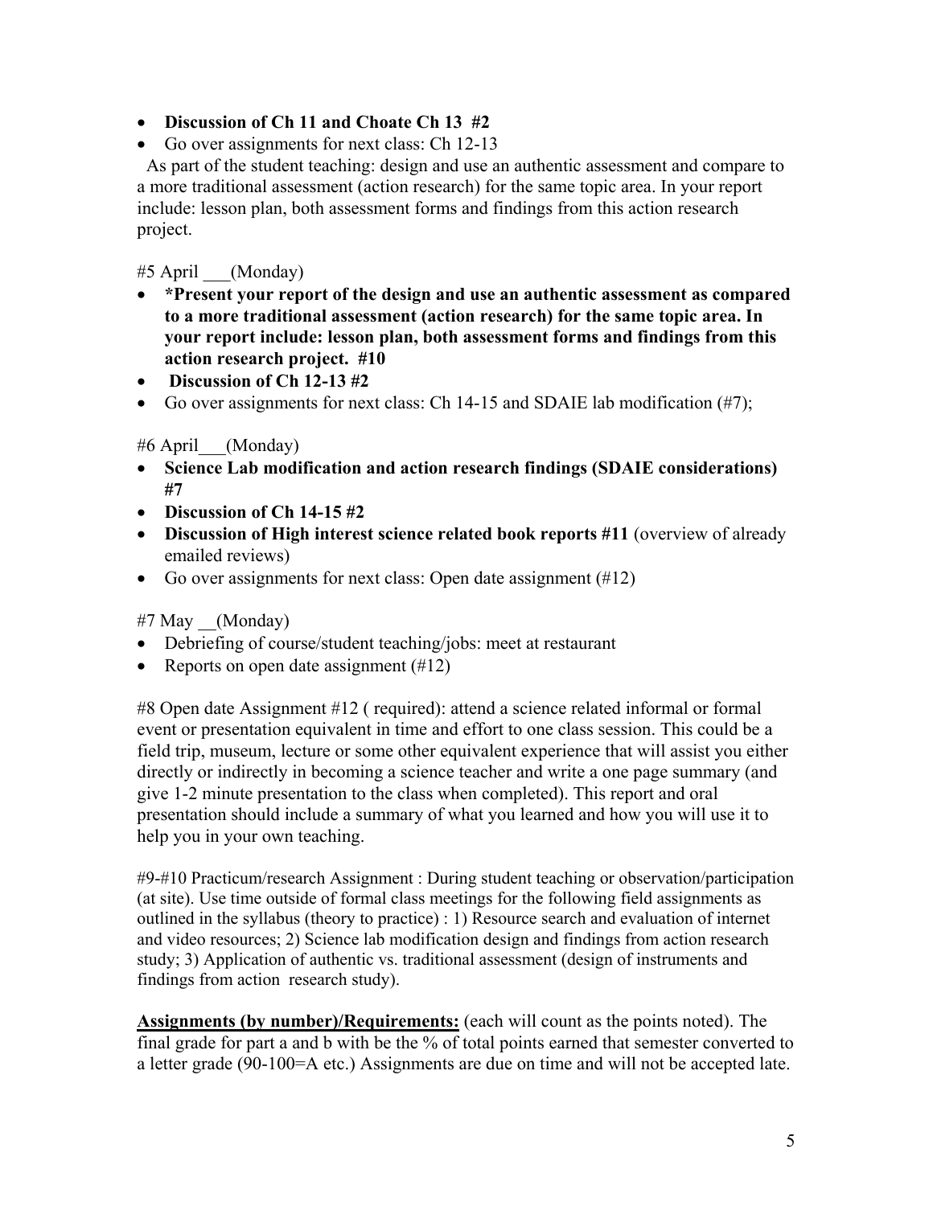- **Discussion of Ch 11 and Choate Ch 13 #2**
- Go over assignments for next class: Ch 12-13

As part of the student teaching: design and use an authentic assessment and compare to a more traditional assessment (action research) for the same topic area. In your report include: lesson plan, both assessment forms and findings from this action research project.

#5 April ___(Monday)

- ***Present your report of the design and use an authentic assessment as compared to a more traditional assessment (action research) for the same topic area. In your report include: lesson plan, both assessment forms and findings from this action research project. #10**
- **Discussion of Ch 12-13 #2**
- Go over assignments for next class: Ch 14-15 and SDAIE lab modification (#7);

#6 April___(Monday)

- **Science Lab modification and action research findings (SDAIE considerations) #7**
- **Discussion of Ch 14-15 #2**
- **Discussion of High interest science related book reports #11** (overview of already emailed reviews)
- Go over assignments for next class: Open date assignment (#12)

#7 May __(Monday)

- Debriefing of course/student teaching/jobs: meet at restaurant
- Reports on open date assignment (#12)

#8 Open date Assignment #12 ( required): attend a science related informal or formal event or presentation equivalent in time and effort to one class session. This could be a field trip, museum, lecture or some other equivalent experience that will assist you either directly or indirectly in becoming a science teacher and write a one page summary (and give 1-2 minute presentation to the class when completed). This report and oral presentation should include a summary of what you learned and how you will use it to help you in your own teaching.

#9-#10 Practicum/research Assignment : During student teaching or observation/participation (at site). Use time outside of formal class meetings for the following field assignments as outlined in the syllabus (theory to practice) : 1) Resource search and evaluation of internet and video resources; 2) Science lab modification design and findings from action research study; 3) Application of authentic vs. traditional assessment (design of instruments and findings from action research study).

**<u>Assignments (by number)/Requirements:</u>** (each will count as the points noted). The final grade for part a and b with be the % of total points earned that semester converted to a letter grade (90-100=A etc.) Assignments are due on time and will not be accepted late.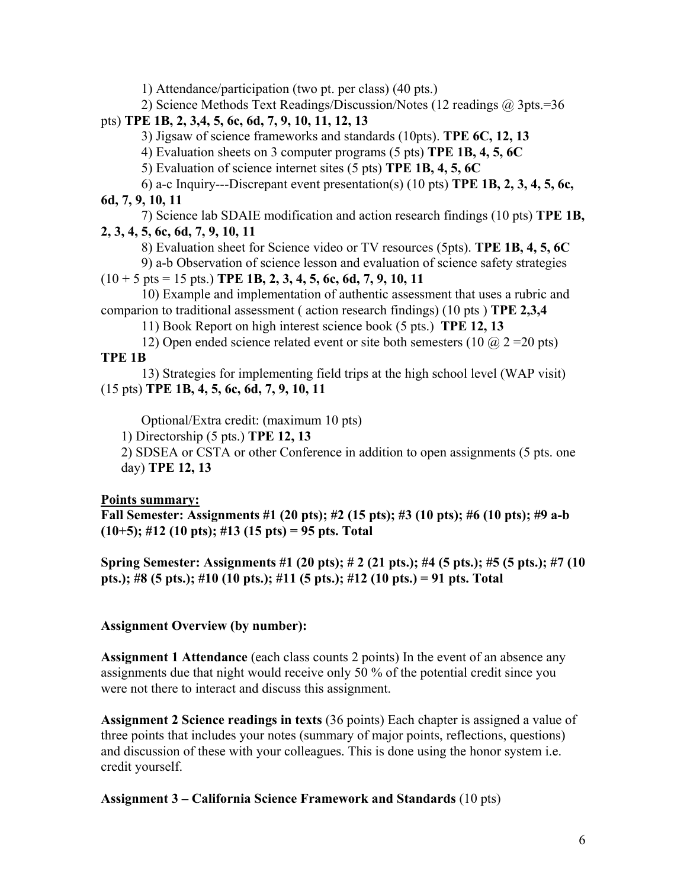1) Attendance/participation (two pt. per class) (40 pts.)

2) Science Methods Text Readings/Discussion/Notes (12 readings @ 3pts.=36 pts) **TPE 1B, 2, 3,4, 5, 6c, 6d, 7, 9, 10, 11, 12, 13**

3) Jigsaw of science frameworks and standards (10pts). **TPE 6C, 12, 13**

4) Evaluation sheets on 3 computer programs (5 pts) **TPE 1B, 4, 5, 6C**

5) Evaluation of science internet sites (5 pts) **TPE 1B, 4, 5, 6C**

6) a-c Inquiry---Discrepant event presentation(s) (10 pts) **TPE 1B, 2, 3, 4, 5, 6c, 6d, 7, 9, 10, 11**

7) Science lab SDAIE modification and action research findings (10 pts) **TPE 1B, 2, 3, 4, 5, 6c, 6d, 7, 9, 10, 11**

8) Evaluation sheet for Science video or TV resources (5pts). **TPE 1B, 4, 5, 6C**

9) a-b Observation of science lesson and evaluation of science safety strategies (10 + 5 pts = 15 pts.) **TPE 1B, 2, 3, 4, 5, 6c, 6d, 7, 9, 10, 11**

10) Example and implementation of authentic assessment that uses a rubric and comparion to traditional assessment ( action research findings) (10 pts ) **TPE 2,3,4**

11) Book Report on high interest science book (5 pts.) **TPE 12, 13**

12) Open ended science related event or site both semesters (10 @ 2 =20 pts) **TPE 1B**

13) Strategies for implementing field trips at the high school level (WAP visit) (15 pts) **TPE 1B, 4, 5, 6c, 6d, 7, 9, 10, 11**

Optional/Extra credit: (maximum 10 pts)

1) Directorship (5 pts.) **TPE 12, 13**

2) SDSEA or CSTA or other Conference in addition to open assignments (5 pts. one day) **TPE 12, 13**

**<u>Points summary:</u>**

**Fall Semester: Assignments #1 (20 pts); #2 (15 pts); #3 (10 pts); #6 (10 pts); #9 a-b (10+5); #12 (10 pts); #13 (15 pts) = 95 pts. Total**

**Spring Semester: Assignments #1 (20 pts); # 2 (21 pts.); #4 (5 pts.); #5 (5 pts.); #7 (10 pts.); #8 (5 pts.); #10 (10 pts.); #11 (5 pts.); #12 (10 pts.) = 91 pts. Total**

**Assignment Overview (by number):**

**Assignment 1 Attendance** (each class counts 2 points) In the event of an absence any assignments due that night would receive only 50 % of the potential credit since you were not there to interact and discuss this assignment.

**Assignment 2 Science readings in texts** (36 points) Each chapter is assigned a value of three points that includes your notes (summary of major points, reflections, questions) and discussion of these with your colleagues. This is done using the honor system i.e. credit yourself.

**Assignment 3 – California Science Framework and Standards** (10 pts)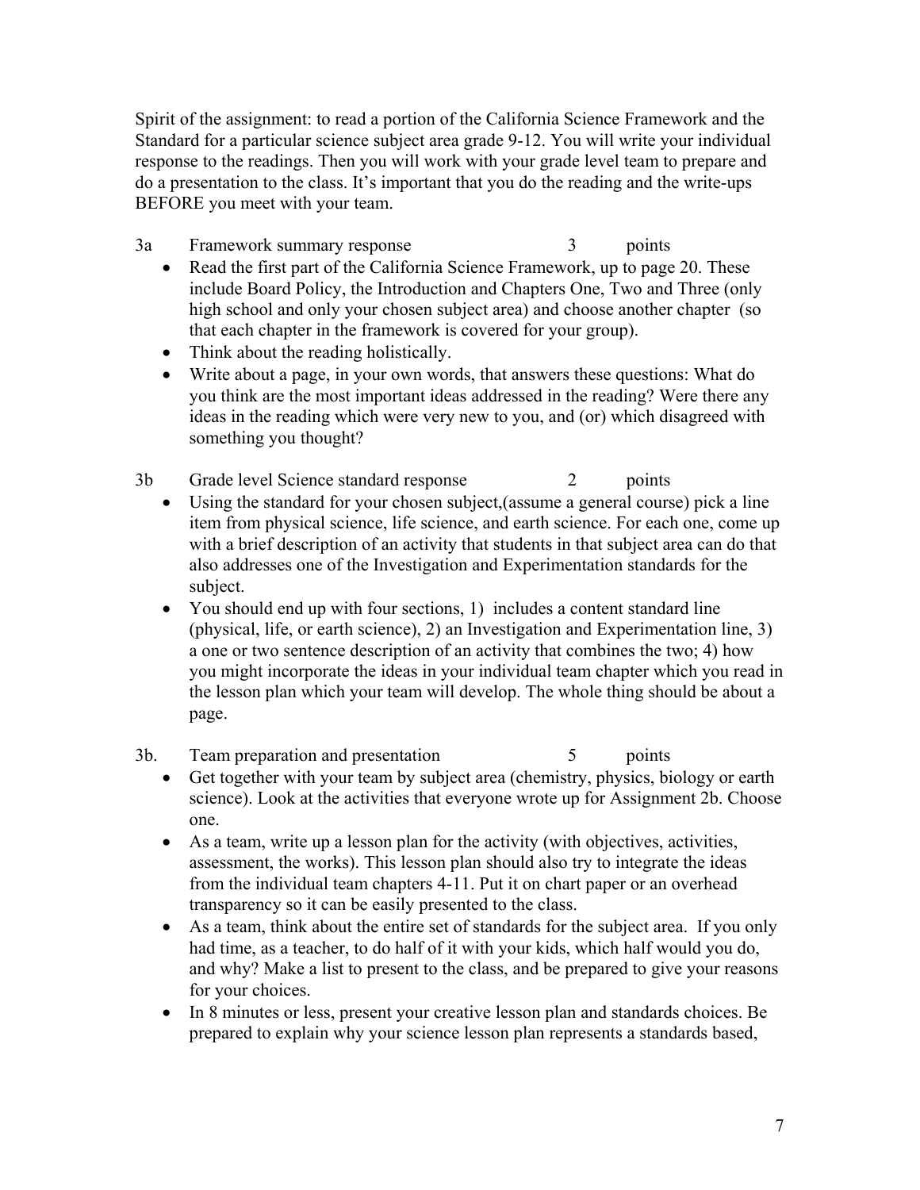Spirit of the assignment: to read a portion of the California Science Framework and the Standard for a particular science subject area grade 9-12. You will write your individual response to the readings. Then you will work with your grade level team to prepare and do a presentation to the class. It's important that you do the reading and the write-ups BEFORE you meet with your team.

3a Framework summary response 3 points

- Read the first part of the California Science Framework, up to page 20. These include Board Policy, the Introduction and Chapters One, Two and Three (only high school and only your chosen subject area) and choose another chapter (so that each chapter in the framework is covered for your group).
- Think about the reading holistically.
- Write about a page, in your own words, that answers these questions: What do you think are the most important ideas addressed in the reading? Were there any ideas in the reading which were very new to you, and (or) which disagreed with something you thought?

3b Grade level Science standard response 2 points

- Using the standard for your chosen subject,(assume a general course) pick a line item from physical science, life science, and earth science. For each one, come up with a brief description of an activity that students in that subject area can do that also addresses one of the Investigation and Experimentation standards for the subject.
- You should end up with four sections, 1) includes a content standard line (physical, life, or earth science), 2) an Investigation and Experimentation line, 3) a one or two sentence description of an activity that combines the two; 4) how you might incorporate the ideas in your individual team chapter which you read in the lesson plan which your team will develop. The whole thing should be about a page.

3b. Team preparation and presentation 5 points

- Get together with your team by subject area (chemistry, physics, biology or earth science). Look at the activities that everyone wrote up for Assignment 2b. Choose one.
- As a team, write up a lesson plan for the activity (with objectives, activities, assessment, the works). This lesson plan should also try to integrate the ideas from the individual team chapters 4-11. Put it on chart paper or an overhead transparency so it can be easily presented to the class.
- As a team, think about the entire set of standards for the subject area. If you only had time, as a teacher, to do half of it with your kids, which half would you do, and why? Make a list to present to the class, and be prepared to give your reasons for your choices.
- In 8 minutes or less, present your creative lesson plan and standards choices. Be prepared to explain why your science lesson plan represents a standards based,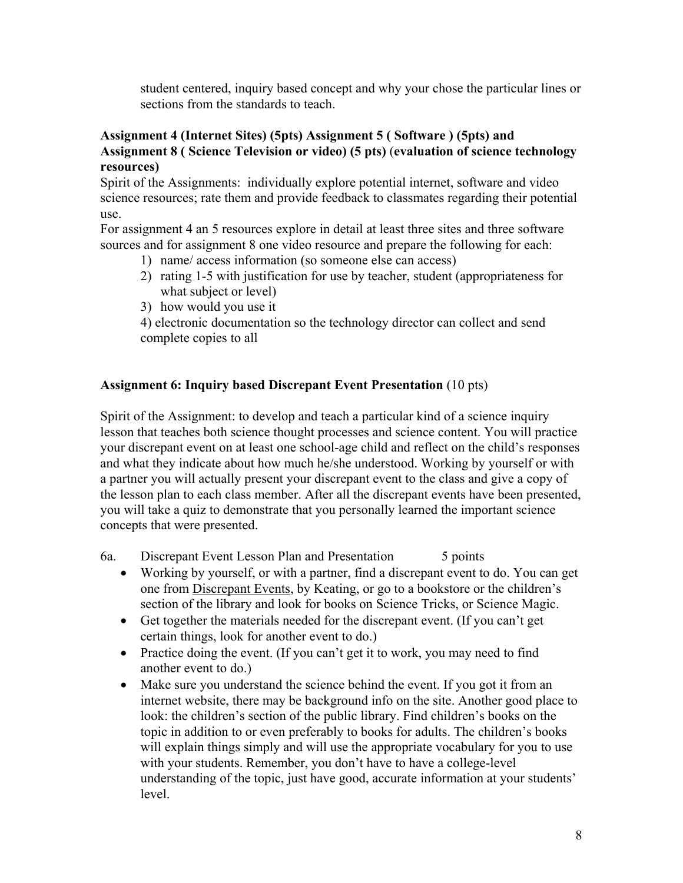student centered, inquiry based concept and why your chose the particular lines or sections from the standards to teach.

**Assignment 4 (Internet Sites) (5pts) Assignment 5 ( Software ) (5pts) and Assignment 8 ( Science Television or video) (5 pts)** (**evaluation of science technology resources)**

Spirit of the Assignments: individually explore potential internet, software and video science resources; rate them and provide feedback to classmates regarding their potential use.

For assignment 4 an 5 resources explore in detail at least three sites and three software sources and for assignment 8 one video resource and prepare the following for each:

1) name/ access information (so someone else can access)
2) rating 1-5 with justification for use by teacher, student (appropriateness for what subject or level)
3) how would you use it
4) electronic documentation so the technology director can collect and send complete copies to all

**Assignment 6: Inquiry based Discrepant Event Presentation** (10 pts)

Spirit of the Assignment: to develop and teach a particular kind of a science inquiry lesson that teaches both science thought processes and science content. You will practice your discrepant event on at least one school-age child and reflect on the child's responses and what they indicate about how much he/she understood. Working by yourself or with a partner you will actually present your discrepant event to the class and give a copy of the lesson plan to each class member. After all the discrepant events have been presented, you will take a quiz to demonstrate that you personally learned the important science concepts that were presented.

6a. Discrepant Event Lesson Plan and Presentation 5 points

- Working by yourself, or with a partner, find a discrepant event to do. You can get one from <u>Discrepant Events</u>, by Keating, or go to a bookstore or the children's section of the library and look for books on Science Tricks, or Science Magic.
- Get together the materials needed for the discrepant event. (If you can't get certain things, look for another event to do.)
- Practice doing the event. (If you can't get it to work, you may need to find another event to do.)
- Make sure you understand the science behind the event. If you got it from an internet website, there may be background info on the site. Another good place to look: the children's section of the public library. Find children's books on the topic in addition to or even preferably to books for adults. The children's books will explain things simply and will use the appropriate vocabulary for you to use with your students. Remember, you don't have to have a college-level understanding of the topic, just have good, accurate information at your students' level.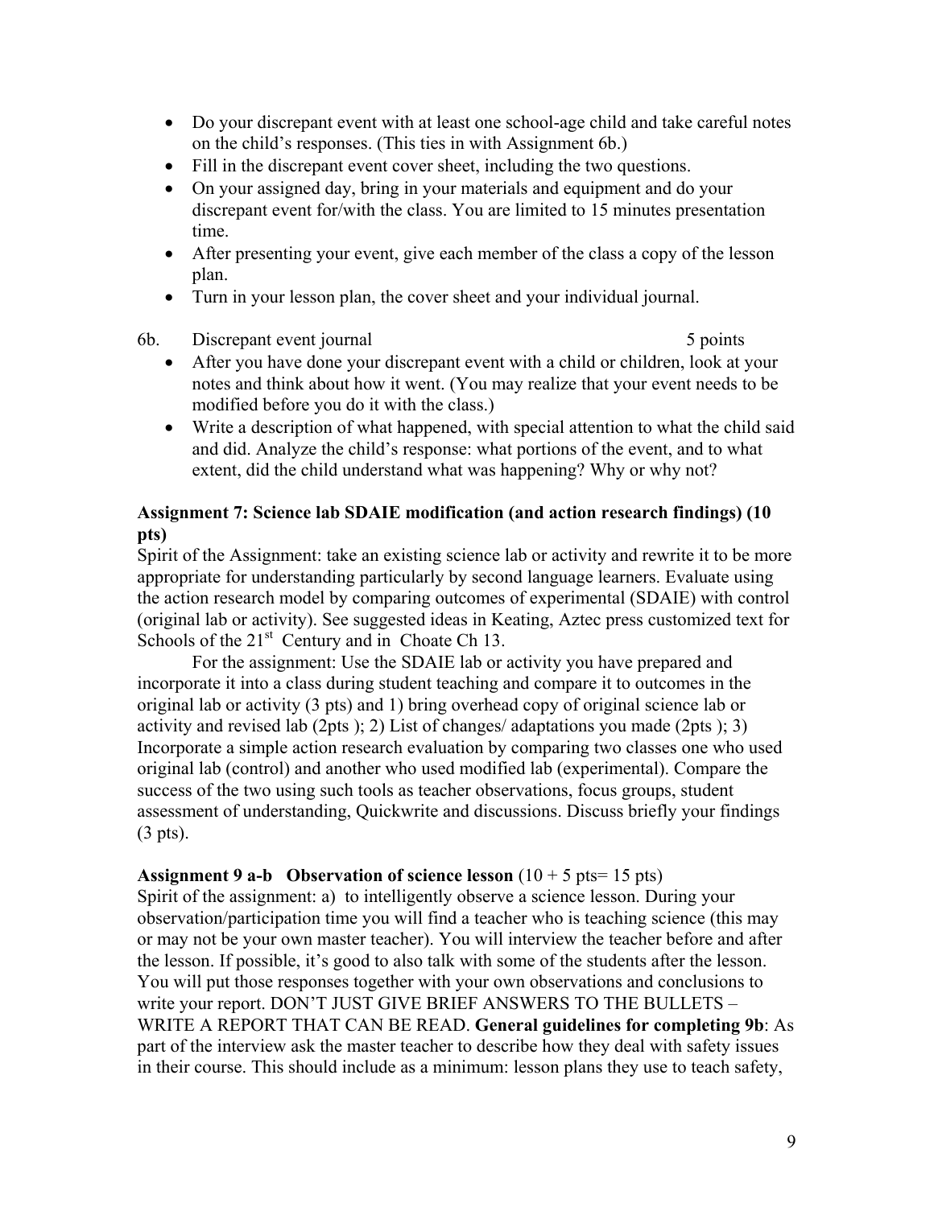- Do your discrepant event with at least one school-age child and take careful notes on the child's responses. (This ties in with Assignment 6b.)
- Fill in the discrepant event cover sheet, including the two questions.
- On your assigned day, bring in your materials and equipment and do your discrepant event for/with the class. You are limited to 15 minutes presentation time.
- After presenting your event, give each member of the class a copy of the lesson plan.
- Turn in your lesson plan, the cover sheet and your individual journal.

6b. Discrepant event journal 5 points

- After you have done your discrepant event with a child or children, look at your notes and think about how it went. (You may realize that your event needs to be modified before you do it with the class.)
- Write a description of what happened, with special attention to what the child said and did. Analyze the child's response: what portions of the event, and to what extent, did the child understand what was happening? Why or why not?

**Assignment 7: Science lab SDAIE modification (and action research findings) (10 pts)**

Spirit of the Assignment: take an existing science lab or activity and rewrite it to be more appropriate for understanding particularly by second language learners. Evaluate using the action research model by comparing outcomes of experimental (SDAIE) with control (original lab or activity). See suggested ideas in Keating, Aztec press customized text for Schools of the 21st Century and in Choate Ch 13.

For the assignment: Use the SDAIE lab or activity you have prepared and incorporate it into a class during student teaching and compare it to outcomes in the original lab or activity (3 pts) and 1) bring overhead copy of original science lab or activity and revised lab (2pts ); 2) List of changes/ adaptations you made (2pts ); 3) Incorporate a simple action research evaluation by comparing two classes one who used original lab (control) and another who used modified lab (experimental). Compare the success of the two using such tools as teacher observations, focus groups, student assessment of understanding, Quickwrite and discussions. Discuss briefly your findings (3 pts).

**Assignment 9 a-b Observation of science lesson** (10 + 5 pts= 15 pts)

Spirit of the assignment: a) to intelligently observe a science lesson. During your observation/participation time you will find a teacher who is teaching science (this may or may not be your own master teacher). You will interview the teacher before and after the lesson. If possible, it's good to also talk with some of the students after the lesson. You will put those responses together with your own observations and conclusions to write your report. DON'T JUST GIVE BRIEF ANSWERS TO THE BULLETS – WRITE A REPORT THAT CAN BE READ. **General guidelines for completing 9b**: As part of the interview ask the master teacher to describe how they deal with safety issues in their course. This should include as a minimum: lesson plans they use to teach safety,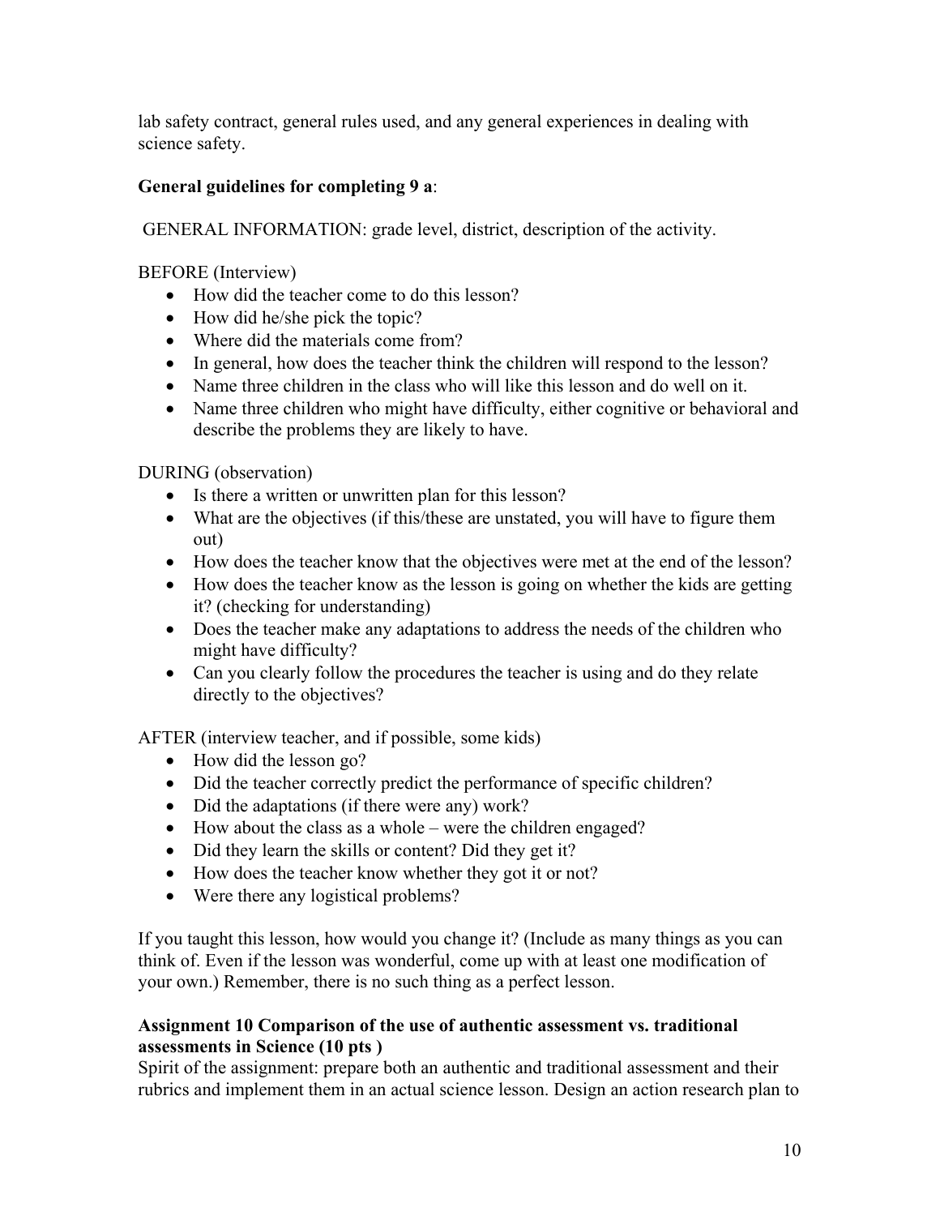lab safety contract, general rules used, and any general experiences in dealing with science safety.

**General guidelines for completing 9 a**:

GENERAL INFORMATION: grade level, district, description of the activity.

BEFORE (Interview)

- How did the teacher come to do this lesson?
- How did he/she pick the topic?
- Where did the materials come from?
- In general, how does the teacher think the children will respond to the lesson?
- Name three children in the class who will like this lesson and do well on it.
- Name three children who might have difficulty, either cognitive or behavioral and describe the problems they are likely to have.

DURING (observation)

- Is there a written or unwritten plan for this lesson?
- What are the objectives (if this/these are unstated, you will have to figure them out)
- How does the teacher know that the objectives were met at the end of the lesson?
- How does the teacher know as the lesson is going on whether the kids are getting it? (checking for understanding)
- Does the teacher make any adaptations to address the needs of the children who might have difficulty?
- Can you clearly follow the procedures the teacher is using and do they relate directly to the objectives?

AFTER (interview teacher, and if possible, some kids)

- How did the lesson go?
- Did the teacher correctly predict the performance of specific children?
- Did the adaptations (if there were any) work?
- How about the class as a whole – were the children engaged?
- Did they learn the skills or content? Did they get it?
- How does the teacher know whether they got it or not?
- Were there any logistical problems?

If you taught this lesson, how would you change it? (Include as many things as you can think of. Even if the lesson was wonderful, come up with at least one modification of your own.) Remember, there is no such thing as a perfect lesson.

**Assignment 10 Comparison of the use of authentic assessment vs. traditional assessments in Science (10 pts )**

Spirit of the assignment: prepare both an authentic and traditional assessment and their rubrics and implement them in an actual science lesson. Design an action research plan to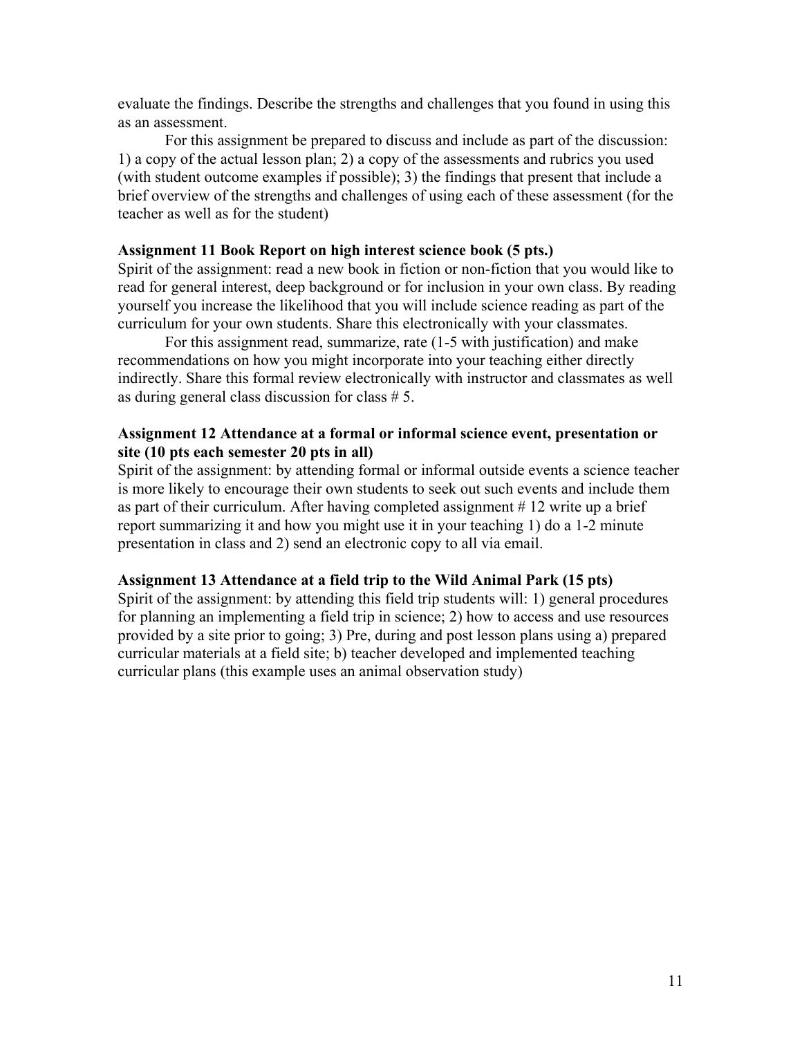evaluate the findings. Describe the strengths and challenges that you found in using this as an assessment.

For this assignment be prepared to discuss and include as part of the discussion: 1) a copy of the actual lesson plan; 2) a copy of the assessments and rubrics you used (with student outcome examples if possible); 3) the findings that present that include a brief overview of the strengths and challenges of using each of these assessment (for the teacher as well as for the student)

**Assignment 11 Book Report on high interest science book (5 pts.)**

Spirit of the assignment: read a new book in fiction or non-fiction that you would like to read for general interest, deep background or for inclusion in your own class. By reading yourself you increase the likelihood that you will include science reading as part of the curriculum for your own students. Share this electronically with your classmates.

For this assignment read, summarize, rate (1-5 with justification) and make recommendations on how you might incorporate into your teaching either directly indirectly. Share this formal review electronically with instructor and classmates as well as during general class discussion for class # 5.

**Assignment 12 Attendance at a formal or informal science event, presentation or site (10 pts each semester 20 pts in all)**

Spirit of the assignment: by attending formal or informal outside events a science teacher is more likely to encourage their own students to seek out such events and include them as part of their curriculum. After having completed assignment # 12 write up a brief report summarizing it and how you might use it in your teaching 1) do a 1-2 minute presentation in class and 2) send an electronic copy to all via email.

**Assignment 13 Attendance at a field trip to the Wild Animal Park (15 pts)**

Spirit of the assignment: by attending this field trip students will: 1) general procedures for planning an implementing a field trip in science; 2) how to access and use resources provided by a site prior to going; 3) Pre, during and post lesson plans using a) prepared curricular materials at a field site; b) teacher developed and implemented teaching curricular plans (this example uses an animal observation study)